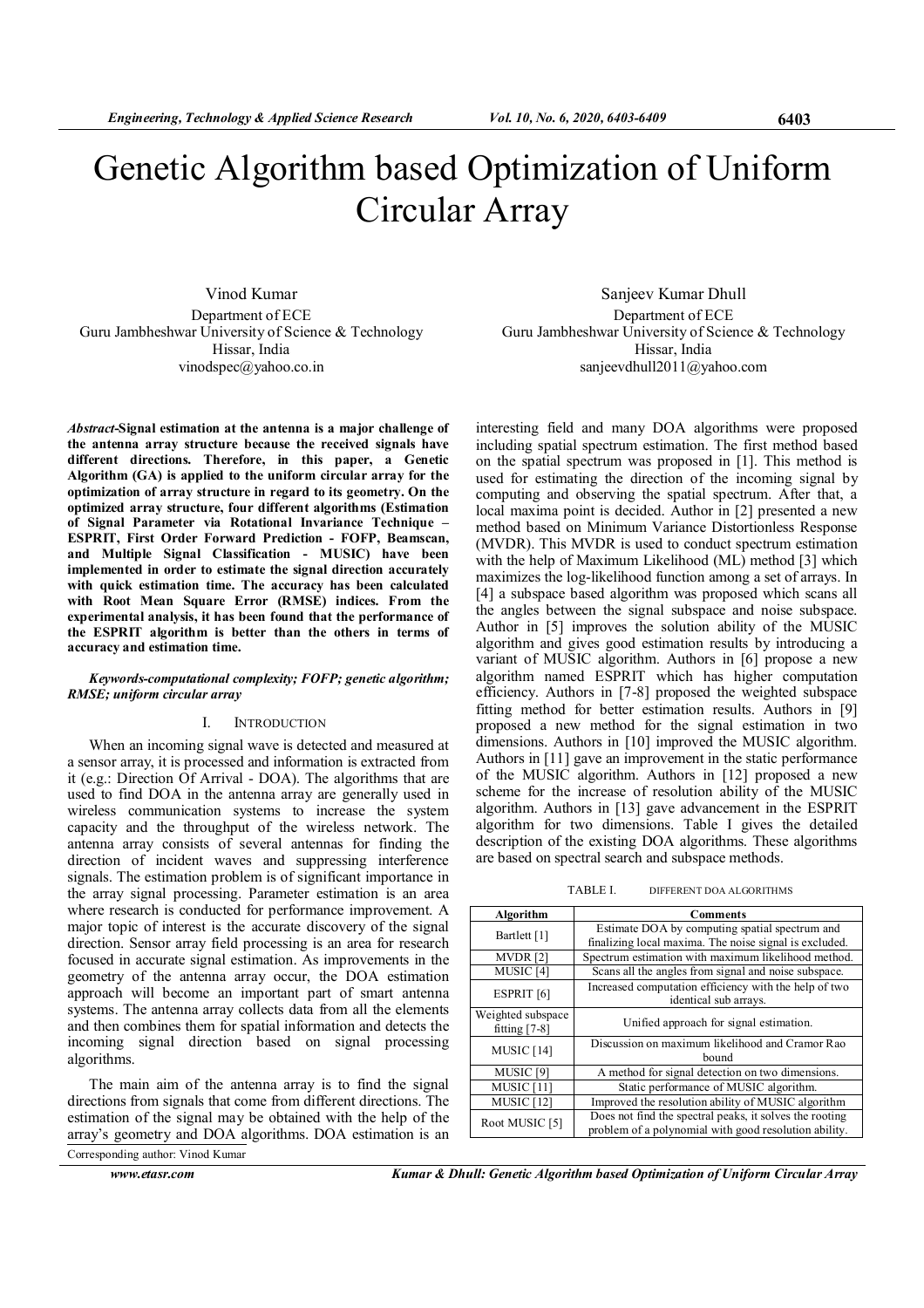# Genetic Algorithm based Optimization of Uniform Circular Array

Vinod Kumar
Department of ECE
Guru Jambheshwar University of Science & Technology
Hissar, India
vinodspec@yahoo.co.in

Sanjeev Kumar Dhull
Department of ECE
Guru Jambheshwar University of Science & Technology
Hissar, India
sanjeevdhull2011@yahoo.com

***Abstract*-Signal estimation at the antenna is a major challenge of the antenna array structure because the received signals have different directions. Therefore, in this paper, a Genetic Algorithm (GA) is applied to the uniform circular array for the optimization of array structure in regard to its geometry. On the optimized array structure, four different algorithms (Estimation of Signal Parameter via Rotational Invariance Technique – ESPRIT, First Order Forward Prediction - FOFP, Beamscan, and Multiple Signal Classification - MUSIC) have been implemented in order to estimate the signal direction accurately with quick estimation time. The accuracy has been calculated with Root Mean Square Error (RMSE) indices. From the experimental analysis, it has been found that the performance of the ESPRIT algorithm is better than the others in terms of accuracy and estimation time.**

***Keywords-computational complexity; FOFP; genetic algorithm; RMSE; uniform circular array***

## I. Introduction

When an incoming signal wave is detected and measured at a sensor array, it is processed and information is extracted from it (e.g.: Direction Of Arrival - DOA). The algorithms that are used to find DOA in the antenna array are generally used in wireless communication systems to increase the system capacity and the throughput of the wireless network. The antenna array consists of several antennas for finding the direction of incident waves and suppressing interference signals. The estimation problem is of significant importance in the array signal processing. Parameter estimation is an area where research is conducted for performance improvement. A major topic of interest is the accurate discovery of the signal direction. Sensor array field processing is an area for research focused in accurate signal estimation. As improvements in the geometry of the antenna array occur, the DOA estimation approach will become an important part of smart antenna systems. The antenna array collects data from all the elements and then combines them for spatial information and detects the incoming signal direction based on signal processing algorithms.

The main aim of the antenna array is to find the signal directions from signals that come from different directions. The estimation of the signal may be obtained with the help of the array's geometry and DOA algorithms. DOA estimation is an interesting field and many DOA algorithms were proposed including spatial spectrum estimation. The first method based on the spatial spectrum was proposed in [1]. This method is used for estimating the direction of the incoming signal by computing and observing the spatial spectrum. After that, a local maxima point is decided. Author in [2] presented a new method based on Minimum Variance Distortionless Response (MVDR). This MVDR is used to conduct spectrum estimation with the help of Maximum Likelihood (ML) method [3] which maximizes the log-likelihood function among a set of arrays. In [4] a subspace based algorithm was proposed which scans all the angles between the signal subspace and noise subspace. Author in [5] improves the solution ability of the MUSIC algorithm and gives good estimation results by introducing a variant of MUSIC algorithm. Authors in [6] propose a new algorithm named ESPRIT which has higher computation efficiency. Authors in [7-8] proposed the weighted subspace fitting method for better estimation results. Authors in [9] proposed a new method for the signal estimation in two dimensions. Authors in [10] improved the MUSIC algorithm. Authors in [11] gave an improvement in the static performance of the MUSIC algorithm. Authors in [12] proposed a new scheme for the increase of resolution ability of the MUSIC algorithm. Authors in [13] gave advancement in the ESPRIT algorithm for two dimensions. Table I gives the detailed description of the existing DOA algorithms. These algorithms are based on spectral search and subspace methods.

TABLE I. DIFFERENT DOA ALGORITHMS

| Algorithm | Comments |
|---|---|
| Bartlett [1] | Estimate DOA by computing spatial spectrum and finalizing local maxima. The noise signal is excluded. |
| MVDR [2] | Spectrum estimation with maximum likelihood method. |
| MUSIC [4] | Scans all the angles from signal and noise subspace. |
| ESPRIT [6] | Increased computation efficiency with the help of two identical sub arrays. |
| Weighted subspace fitting [7-8] | Unified approach for signal estimation. |
| MUSIC [14] | Discussion on maximum likelihood and Cramor Rao bound |
| MUSIC [9] | A method for signal detection on two dimensions. |
| MUSIC [11] | Static performance of MUSIC algorithm. |
| MUSIC [12] | Improved the resolution ability of MUSIC algorithm |
| Root MUSIC [5] | Does not find the spectral peaks, it solves the rooting problem of a polynomial with good resolution ability. |

Corresponding author: Vinod Kumar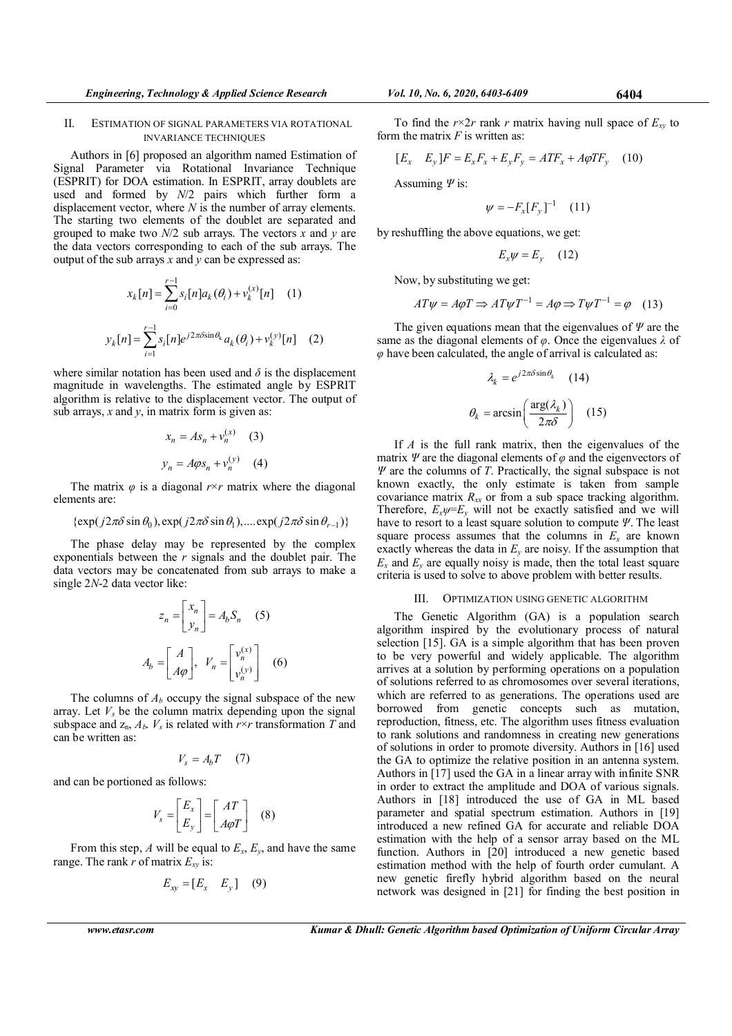## II. ESTIMATION OF SIGNAL PARAMETERS VIA ROTATIONAL INVARIANCE TECHNIQUES

Authors in [6] proposed an algorithm named Estimation of Signal Parameter via Rotational Invariance Technique (ESPRIT) for DOA estimation. In ESPRIT, array doublets are used and formed by $N/2$ pairs which further form a displacement vector, where $N$ is the number of array elements. The starting two elements of the doublet are separated and grouped to make two $N/2$ sub arrays. The vectors $x$ and $y$ are the data vectors corresponding to each of the sub arrays. The output of the sub arrays $x$ and $y$ can be expressed as:

$$x_k[n] = \sum_{i=0}^{r-1} s_i[n] a_k(\theta_i) + v_k^{(x)}[n] \quad (1)$$

$$y_k[n] = \sum_{i=1}^{r-1} s_i[n] e^{j2\pi\delta \sin\theta_k} a_k(\theta_i) + v_k^{(y)}[n] \quad (2)$$

where similar notation has been used and $\delta$ is the displacement magnitude in wavelengths. The estimated angle by ESPRIT algorithm is relative to the displacement vector. The output of sub arrays, $x$ and $y$, in matrix form is given as:

$$x_n = As_n + v_n^{(x)} \quad (3)$$

$$y_n = A\varphi s_n + v_n^{(y)} \quad (4)$$

The matrix $\varphi$ is a diagonal $r \times r$ matrix where the diagonal elements are:

$$\{\exp(j2\pi\delta \sin\theta_0), \exp(j2\pi\delta \sin\theta_1), \ldots \exp(j2\pi\delta \sin\theta_{r-1})\}$$

The phase delay may be represented by the complex exponentials between the $r$ signals and the doublet pair. The data vectors may be concatenated from sub arrays to make a single $2N$-2 data vector like:

$$z_n = \begin{bmatrix} x_n \\ y_n \end{bmatrix} = A_b S_n \quad (5)$$

$$A_b = \begin{bmatrix} A \\ A\varphi \end{bmatrix}, \; V_n = \begin{bmatrix} v_n^{(x)} \\ v_n^{(y)} \end{bmatrix} \quad (6)$$

The columns of $A_b$ occupy the signal subspace of the new array. Let $V_s$ be the column matrix depending upon the signal subspace and $z_n$, $A_b$. $V_s$ is related with $r \times r$ transformation $T$ and can be written as:

$$V_s = A_b T \quad (7)$$

and can be portioned as follows:

$$V_s = \begin{bmatrix} E_x \\ E_y \end{bmatrix} = \begin{bmatrix} AT \\ A\varphi T \end{bmatrix} \quad (8)$$

From this step, $A$ will be equal to $E_x$, $E_y$, and have the same range. The rank $r$ of matrix $E_{xy}$ is:

$$E_{xy} = [E_x \quad E_y] \quad (9)$$

To find the $r \times 2r$ rank $r$ matrix having null space of $E_{xy}$ to form the matrix $F$ is written as:

$$[E_x \quad E_y]F = E_x F_x + E_y F_y = ATF_x + A\varphi TF_y \quad (10)$$

Assuming $\Psi$ is:

$$\psi = -F_x[F_y]^{-1} \quad (11)$$

by reshuffling the above equations, we get:

$$E_x \psi = E_y \quad (12)$$

Now, by substituting we get:

$$AT\psi = A\varphi T \Rightarrow AT\psi T^{-1} = A\varphi \Rightarrow T\psi T^{-1} = \varphi \quad (13)$$

The given equations mean that the eigenvalues of $\Psi$ are the same as the diagonal elements of $\varphi$. Once the eigenvalues $\lambda$ of $\varphi$ have been calculated, the angle of arrival is calculated as:

$$\lambda_k = e^{j2\pi\delta \sin\theta_k} \quad (14)$$

$$\theta_k = \arcsin\left(\frac{\arg(\lambda_k)}{2\pi\delta}\right) \quad (15)$$

If $A$ is the full rank matrix, then the eigenvalues of the matrix $\Psi$ are the diagonal elements of $\varphi$ and the eigenvectors of $\Psi$ are the columns of $T$. Practically, the signal subspace is not known exactly, the only estimate is taken from sample covariance matrix $R_{xx}$ or from a sub space tracking algorithm. Therefore, $E_x\psi = E_y$ will not be exactly satisfied and we will have to resort to a least square solution to compute $\Psi$. The least square process assumes that the columns in $E_x$ are known exactly whereas the data in $E_y$ are noisy. If the assumption that $E_x$ and $E_y$ are equally noisy is made, then the total least square criteria is used to solve to above problem with better results.

## III. OPTIMIZATION USING GENETIC ALGORITHM

The Genetic Algorithm (GA) is a population search algorithm inspired by the evolutionary process of natural selection [15]. GA is a simple algorithm that has been proven to be very powerful and widely applicable. The algorithm arrives at a solution by performing operations on a population of solutions referred to as chromosomes over several iterations, which are referred to as generations. The operations used are borrowed from genetic concepts such as mutation, reproduction, fitness, etc. The algorithm uses fitness evaluation to rank solutions and randomness in creating new generations of solutions in order to promote diversity. Authors in [16] used the GA to optimize the relative position in an antenna system. Authors in [17] used the GA in a linear array with infinite SNR in order to extract the amplitude and DOA of various signals. Authors in [18] introduced the use of GA in ML based parameter and spatial spectrum estimation. Authors in [19] introduced a new refined GA for accurate and reliable DOA estimation with the help of a sensor array based on the ML function. Authors in [20] introduced a new genetic based estimation method with the help of fourth order cumulant. A new genetic firefly hybrid algorithm based on the neural network was designed in [21] for finding the best position in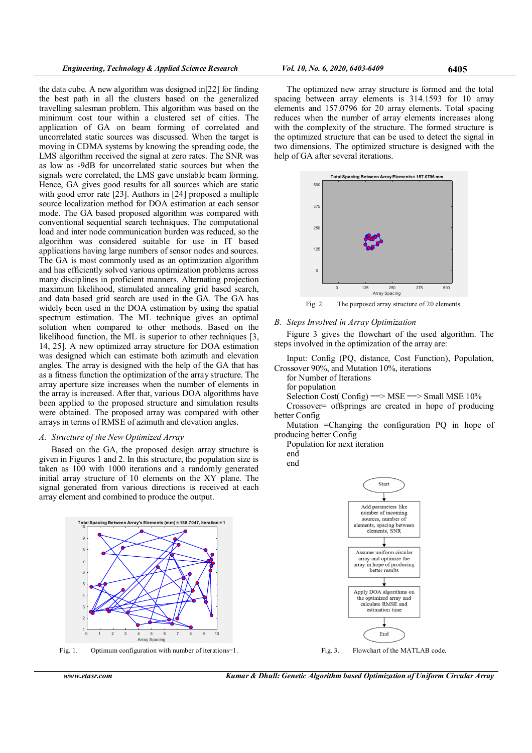the data cube. A new algorithm was designed in[22] for finding the best path in all the clusters based on the generalized travelling salesman problem. This algorithm was based on the minimum cost tour within a clustered set of cities. The application of GA on beam forming of correlated and uncorrelated static sources was discussed. When the target is moving in CDMA systems by knowing the spreading code, the LMS algorithm received the signal at zero rates. The SNR was as low as -9dB for uncorrelated static sources but when the signals were correlated, the LMS gave unstable beam forming. Hence, GA gives good results for all sources which are static with good error rate [23]. Authors in [24] proposed a multiple source localization method for DOA estimation at each sensor mode. The GA based proposed algorithm was compared with conventional sequential search techniques. The computational load and inter node communication burden was reduced, so the algorithm was considered suitable for use in IT based applications having large numbers of sensor nodes and sources. The GA is most commonly used as an optimization algorithm and has efficiently solved various optimization problems across many disciplines in proficient manners. Alternating projection maximum likelihood, stimulated annealing grid based search, and data based grid search are used in the GA. The GA has widely been used in the DOA estimation by using the spatial spectrum estimation. The ML technique gives an optimal solution when compared to other methods. Based on the likelihood function, the ML is superior to other techniques [3, 14, 25]. A new optimized array structure for DOA estimation was designed which can estimate both azimuth and elevation angles. The array is designed with the help of the GA that has as a fitness function the optimization of the array structure. The array aperture size increases when the number of elements in the array is increased. After that, various DOA algorithms have been applied to the proposed structure and simulation results were obtained. The proposed array was compared with other arrays in terms of RMSE of azimuth and elevation angles.

### *A. Structure of the New Optimized Array*

Based on the GA, the proposed design array structure is given in Figures 1 and 2. In this structure, the population size is taken as 100 with 1000 iterations and a randomly generated initial array structure of 10 elements on the XY plane. The signal generated from various directions is received at each array element and combined to produce the output.

Fig. 1. Optimum configuration with number of iterations=1.

The optimized new array structure is formed and the total spacing between array elements is 314.1593 for 10 array elements and 157.0796 for 20 array elements. Total spacing reduces when the number of array elements increases along with the complexity of the structure. The formed structure is the optimized structure that can be used to detect the signal in two dimensions. The optimized structure is designed with the help of GA after several iterations.

Fig. 2. The purposed array structure of 20 elements.

### *B. Steps Involved in Array Optimization*

Figure 3 gives the flowchart of the used algorithm. The steps involved in the optimization of the array are:

Input: Config (PQ, distance, Cost Function), Population, Crossover 90%, and Mutation 10%, iterations
for Number of Iterations
for population
Selection Cost( Config) ==> MSE ==> Small MSE 10%
Crossover= offsprings are created in hope of producing better Config
Mutation =Changing the configuration PQ in hope of producing better Config
Population for next iteration
end
end

Fig. 3. Flowchart of the MATLAB code.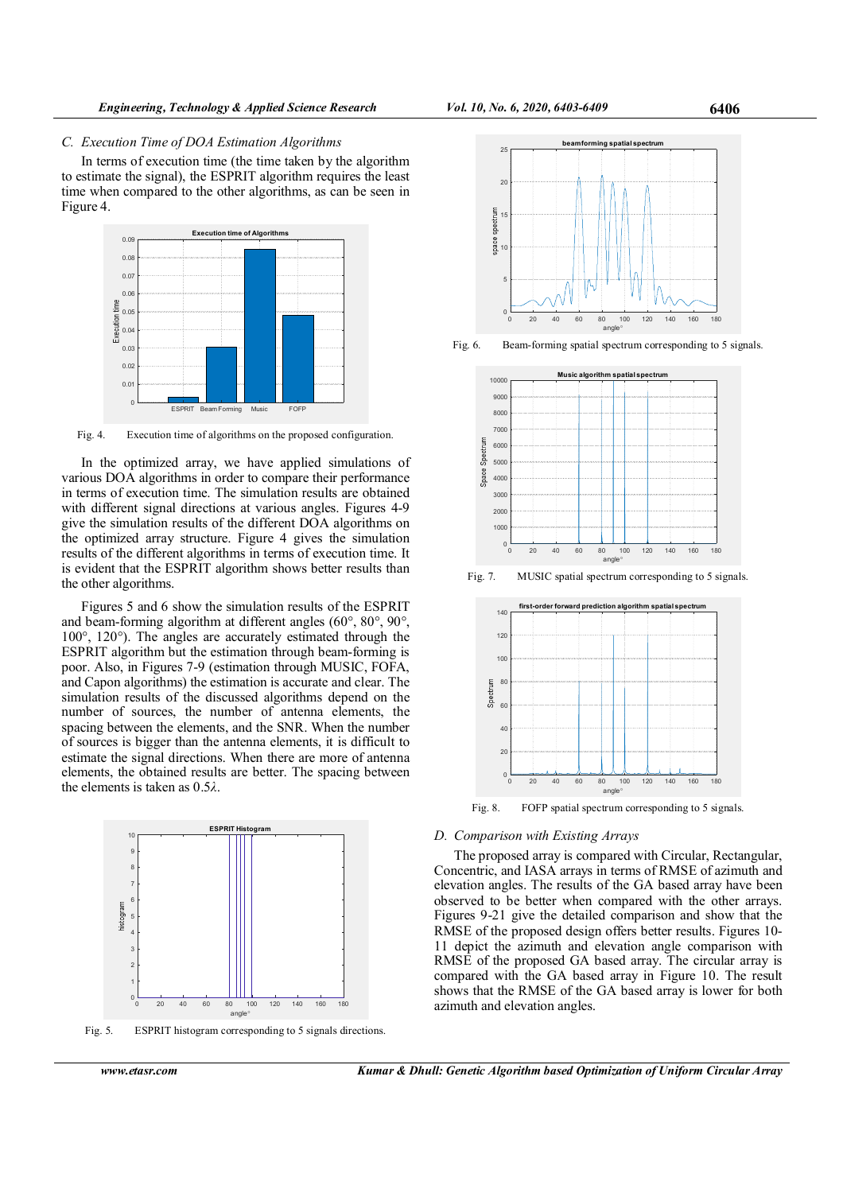### C. Execution Time of DOA Estimation Algorithms

In terms of execution time (the time taken by the algorithm to estimate the signal), the ESPRIT algorithm requires the least time when compared to the other algorithms, as can be seen in Figure 4.

Fig. 4. Execution time of algorithms on the proposed configuration.

In the optimized array, we have applied simulations of various DOA algorithms in order to compare their performance in terms of execution time. The simulation results are obtained with different signal directions at various angles. Figures 4-9 give the simulation results of the different DOA algorithms on the optimized array structure. Figure 4 gives the simulation results of the different algorithms in terms of execution time. It is evident that the ESPRIT algorithm shows better results than the other algorithms.

Figures 5 and 6 show the simulation results of the ESPRIT and beam-forming algorithm at different angles (60°, 80°, 90°, 100°, 120°). The angles are accurately estimated through the ESPRIT algorithm but the estimation through beam-forming is poor. Also, in Figures 7-9 (estimation through MUSIC, FOFA, and Capon algorithms) the estimation is accurate and clear. The simulation results of the discussed algorithms depend on the number of sources, the number of antenna elements, the spacing between the elements, and the SNR. When the number of sources is bigger than the antenna elements, it is difficult to estimate the signal directions. When there are more of antenna elements, the obtained results are better. The spacing between the elements is taken as $0.5\lambda$.

Fig. 5. ESPRIT histogram corresponding to 5 signals directions.

Fig. 6. Beam-forming spatial spectrum corresponding to 5 signals.

Fig. 7. MUSIC spatial spectrum corresponding to 5 signals.

Fig. 8. FOFP spatial spectrum corresponding to 5 signals.

### D. Comparison with Existing Arrays

The proposed array is compared with Circular, Rectangular, Concentric, and IASA arrays in terms of RMSE of azimuth and elevation angles. The results of the GA based array have been observed to be better when compared with the other arrays. Figures 9-21 give the detailed comparison and show that the RMSE of the proposed design offers better results. Figures 10-11 depict the azimuth and elevation angle comparison with RMSE of the proposed GA based array. The circular array is compared with the GA based array in Figure 10. The result shows that the RMSE of the GA based array is lower for both azimuth and elevation angles.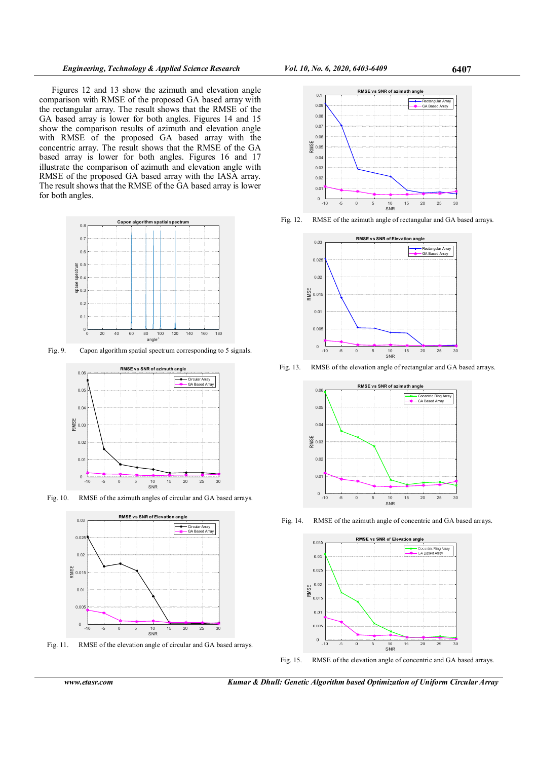Figures 12 and 13 show the azimuth and elevation angle comparison with RMSE of the proposed GA based array with the rectangular array. The result shows that the RMSE of the GA based array is lower for both angles. Figures 14 and 15 show the comparison results of azimuth and elevation angle with RMSE of the proposed GA based array with the concentric array. The result shows that the RMSE of the GA based array is lower for both angles. Figures 16 and 17 illustrate the comparison of azimuth and elevation angle with RMSE of the proposed GA based array with the IASA array. The result shows that the RMSE of the GA based array is lower for both angles.

Fig. 9. Capon algorithm spatial spectrum corresponding to 5 signals.

Fig. 10. RMSE of the azimuth angles of circular and GA based arrays.

Fig. 11. RMSE of the elevation angle of circular and GA based arrays.

Fig. 12. RMSE of the azimuth angle of rectangular and GA based arrays.

Fig. 13. RMSE of the elevation angle of rectangular and GA based arrays.

Fig. 14. RMSE of the azimuth angle of concentric and GA based arrays.

Fig. 15. RMSE of the elevation angle of concentric and GA based arrays.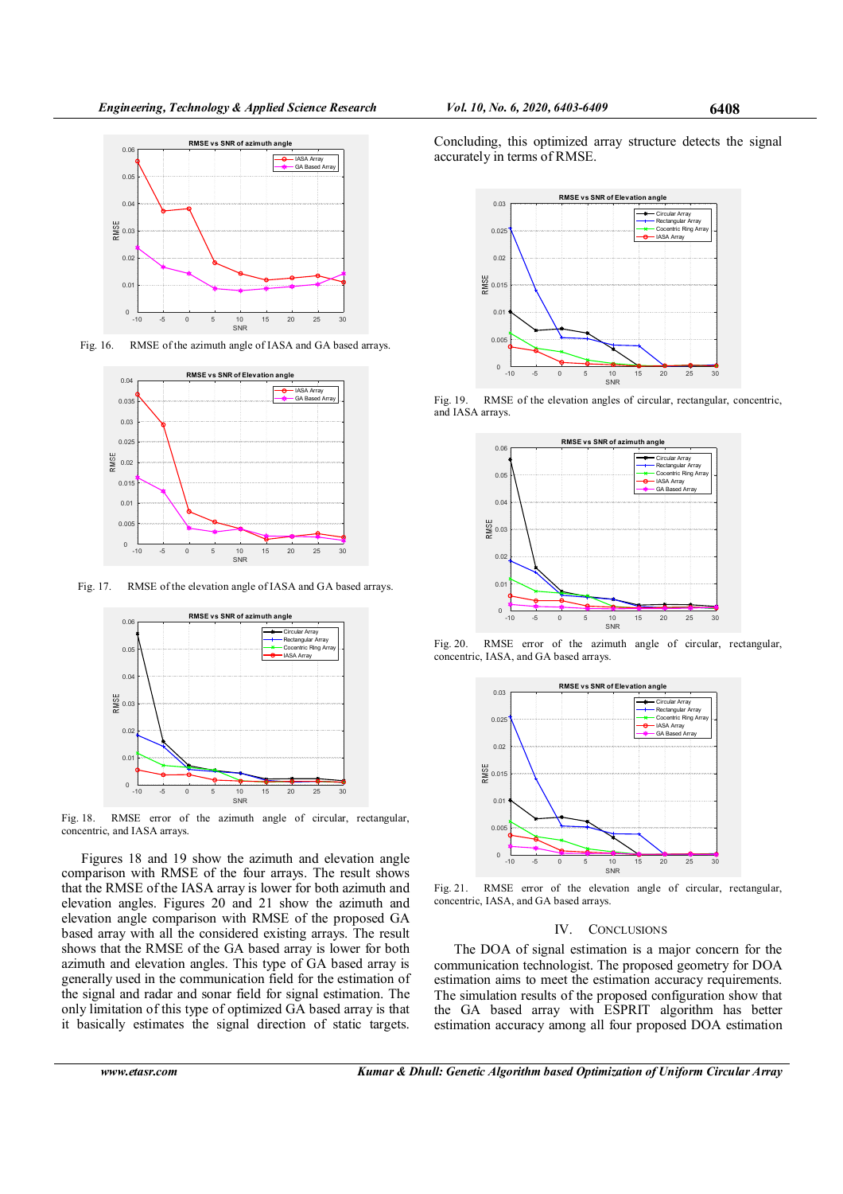Fig. 16. RMSE of the azimuth angle of IASA and GA based arrays.

Fig. 17. RMSE of the elevation angle of IASA and GA based arrays.

Fig. 18. RMSE error of the azimuth angle of circular, rectangular, concentric, and IASA arrays.

Figures 18 and 19 show the azimuth and elevation angle comparison with RMSE of the four arrays. The result shows that the RMSE of the IASA array is lower for both azimuth and elevation angles. Figures 20 and 21 show the azimuth and elevation angle comparison with RMSE of the proposed GA based array with all the considered existing arrays. The result shows that the RMSE of the GA based array is lower for both azimuth and elevation angles. This type of GA based array is generally used in the communication field for the estimation of the signal and radar and sonar field for signal estimation. The only limitation of this type of optimized GA based array is that it basically estimates the signal direction of static targets. Concluding, this optimized array structure detects the signal accurately in terms of RMSE.

Fig. 19. RMSE of the elevation angles of circular, rectangular, concentric, and IASA arrays.

Fig. 20. RMSE error of the azimuth angle of circular, rectangular, concentric, IASA, and GA based arrays.

Fig. 21. RMSE error of the elevation angle of circular, rectangular, concentric, IASA, and GA based arrays.

## IV. Conclusions

The DOA of signal estimation is a major concern for the communication technologist. The proposed geometry for DOA estimation aims to meet the estimation accuracy requirements. The simulation results of the proposed configuration show that the GA based array with ESPRIT algorithm has better estimation accuracy among all four proposed DOA estimation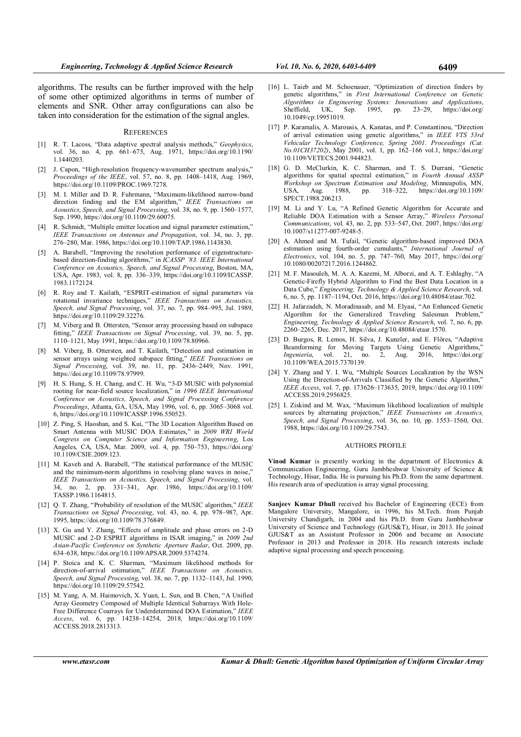algorithms. The results can be further improved with the help of some other optimized algorithms in terms of number of elements and SNR. Other array configurations can also be taken into consideration for the estimation of the signal angles.

## REFERENCES

[1] R. T. Lacoss, "Data adaptive spectral analysis methods," *Geophysics*, vol. 36, no. 4, pp. 661–675, Aug. 1971, https://doi.org/10.1190/1.1440203.

[2] J. Capon, "High-resolution frequency-wavenumber spectrum analysis," *Proceedings of the IEEE*, vol. 57, no. 8, pp. 1408–1418, Aug. 1969, https://doi.org/10.1109/PROC.1969.7278.

[3] M. I. Miller and D. R. Fuhrmann, "Maximum-likelihood narrow-band direction finding and the EM algorithm," *IEEE Transactions on Acoustics, Speech, and Signal Processing*, vol. 38, no. 9, pp. 1560–1577, Sep. 1990, https://doi.org/10.1109/29.60075.

[4] R. Schmidt, "Multiple emitter location and signal parameter estimation," *IEEE Transactions on Antennas and Propagation*, vol. 34, no. 3, pp. 276–280, Mar. 1986, https://doi.org/10.1109/TAP.1986.1143830.

[5] A. Barabell, "Improving the resolution performance of eigenstructure-based direction-finding algorithms," in *ICASSP '83. IEEE International Conference on Acoustics, Speech, and Signal Processing*, Boston, MA, USA, Apr. 1983, vol. 8, pp. 336–339, https://doi.org/10.1109/ICASSP.1983.1172124.

[6] R. Roy and T. Kailath, "ESPRIT-estimation of signal parameters via rotational invariance techniques," *IEEE Transactions on Acoustics, Speech, and Signal Processing*, vol. 37, no. 7, pp. 984–995, Jul. 1989, https://doi.org/10.1109/29.32276.

[7] M. Viberg and B. Ottersten, "Sensor array processing based on subspace fitting," *IEEE Transactions on Signal Processing*, vol. 39, no. 5, pp. 1110–1121, May 1991, https://doi.org/10.1109/78.80966.

[8] M. Viberg, B. Ottersten, and T. Kailath, "Detection and estimation in sensor arrays using weighted subspace fitting," *IEEE Transactions on Signal Processing*, vol. 39, no. 11, pp. 2436–2449, Nov. 1991, https://doi.org/10.1109/78.97999.

[9] H. S. Hung, S. H. Chang, and C. H. Wu, "3-D MUSIC with polynomial rooting for near-field source localization," in *1996 IEEE International Conference on Acoustics, Speech, and Signal Processing Conference Proceedings*, Atlanta, GA, USA, May 1996, vol. 6, pp. 3065–3068 vol. 6, https://doi.org/10.1109/ICASSP.1996.550523.

[10] Z. Ping, S. Haoshan, and S. Kui, "The 3D Location Algorithm Based on Smart Antenna with MUSIC DOA Estimates," in *2009 WRI World Congress on Computer Science and Information Engineering*, Los Angeles, CA, USA, Mar. 2009, vol. 4, pp. 750–753, https://doi.org/10.1109/CSIE.2009.123.

[11] M. Kaveh and A. Barabell, "The statistical performance of the MUSIC and the minimum-norm algorithms in resolving plane waves in noise," *IEEE Transactions on Acoustics, Speech, and Signal Processing*, vol. 34, no. 2, pp. 331–341, Apr. 1986, https://doi.org/10.1109/TASSP.1986.1164815.

[12] Q. T. Zhang, "Probability of resolution of the MUSIC algorithm," *IEEE Transactions on Signal Processing*, vol. 43, no. 4, pp. 978–987, Apr. 1995, https://doi.org/10.1109/78.376849.

[13] X. Gu and Y. Zhang, "Effects of amplitude and phase errors on 2-D MUSIC and 2-D ESPRIT algorithms in ISAR imaging," in *2009 2nd Asian-Pacific Conference on Synthetic Aperture Radar*, Oct. 2009, pp. 634–638, https://doi.org/10.1109/APSAR.2009.5374274.

[14] P. Stoica and K. C. Sharman, "Maximum likelihood methods for direction-of-arrival estimation," *IEEE Transactions on Acoustics, Speech, and Signal Processing*, vol. 38, no. 7, pp. 1132–1143, Jul. 1990, https://doi.org/10.1109/29.57542.

[15] M. Yang, A. M. Haimovich, X. Yuan, L. Sun, and B. Chen, "A Unified Array Geometry Composed of Multiple Identical Subarrays With Hole-Free Difference Coarrays for Underdetermined DOA Estimation," *IEEE Access*, vol. 6, pp. 14238–14254, 2018, https://doi.org/10.1109/ACCESS.2018.2813313.

[16] L. Taieb and M. Schoenauer, "Optimization of direction finders by genetic algorithms," in *First International Conference on Genetic Algorithms in Engineering Systems: Innovations and Applications*, Sheffield, UK, Sep. 1995, pp. 23–29, https://doi.org/10.1049/cp:19951019.

[17] P. Karamalis, A. Marousis, A. Kanatas, and P. Constantinou, "Direction of arrival estimation using genetic algorithms," in *IEEE VTS 53rd Vehicular Technology Conference, Spring 2001. Proceedings (Cat. No.01CH37202)*, May 2001, vol. 1, pp. 162–166 vol.1, https://doi.org/10.1109/VETECS.2001.944823.

[18] G. D. McClurkin, K. C. Sharman, and T. S. Durrani, "Genetic algorithms for spatial spectral estimation," in *Fourth Annual ASSP Workshop on Spectrum Estimation and Modeling*, Minneapolis, MN, USA, Aug. 1988, pp. 318–322, https://doi.org/10.1109/SPECT.1988.206213.

[19] M. Li and Y. Lu, "A Refined Genetic Algorithm for Accurate and Reliable DOA Estimation with a Sensor Array," *Wireless Personal Communications*, vol. 43, no. 2, pp. 533–547, Oct. 2007, https://doi.org/10.1007/s11277-007-9248-5.

[20] A. Ahmed and M. Tufail, "Genetic algorithm-based improved DOA estimation using fourth-order cumulants," *International Journal of Electronics*, vol. 104, no. 5, pp. 747–760, May 2017, https://doi.org/10.1080/00207217.2016.1244862.

[21] M. F. Masouleh, M. A. A. Kazemi, M. Alborzi, and A. T. Eshlaghy, "A Genetic-Firefly Hybrid Algorithm to Find the Best Data Location in a Data Cube," *Engineering, Technology & Applied Science Research*, vol. 6, no. 5, pp. 1187–1194, Oct. 2016, https://doi.org/10.48084/etasr.702.

[22] H. Jafarzadeh, N. Moradinasab, and M. Elyasi, "An Enhanced Genetic Algorithm for the Generalized Traveling Salesman Problem," *Engineering, Technology & Applied Science Research*, vol. 7, no. 6, pp. 2260–2265, Dec. 2017, https://doi.org/10.48084/etasr.1570.

[23] D. Burgos, R. Lemos, H. Silva, J. Kunzler, and E. Flôres, "Adaptive Beamforming for Moving Targets Using Genetic Algorithms," *Ingeniería*, vol. 21, no. 2, Aug. 2016, https://doi.org/10.1109/WEA.2015.7370139.

[24] Y. Zhang and Y. I. Wu, "Multiple Sources Localization by the WSN Using the Direction-of-Arrivals Classified by the Genetic Algorithm," *IEEE Access*, vol. 7, pp. 173626–173635, 2019, https://doi.org/10.1109/ACCESS.2019.2956825.

[25] I. Ziskind and M. Wax, "Maximum likelihood localization of multiple sources by alternating projection," *IEEE Transactions on Acoustics, Speech, and Signal Processing*, vol. 36, no. 10, pp. 1553–1560, Oct. 1988, https://doi.org/10.1109/29.7543.

## AUTHORS PROFILE

**Vinod Kumar** is presently working in the department of Electronics & Communication Engineering, Guru Jambheshwar University of Science & Technology, Hisar, India. He is pursuing his Ph.D. from the same department. His research area of speclization is array signal processing.

**Sanjeev Kumar Dhull** received his Bachelor of Engineering (ECE) from Mangalore University, Mangalore, in 1996, his M.Tech. from Punjab University Chandigarh, in 2004 and his Ph.D. from Guru Jambheshwar University of Science and Technology (GJUS&T), Hisar, in 2013. He joined GJUS&T as an Assistant Professor in 2006 and became an Associate Professor in 2013 and Professor in 2018. His research interests include adaptive signal processing and speech processing.